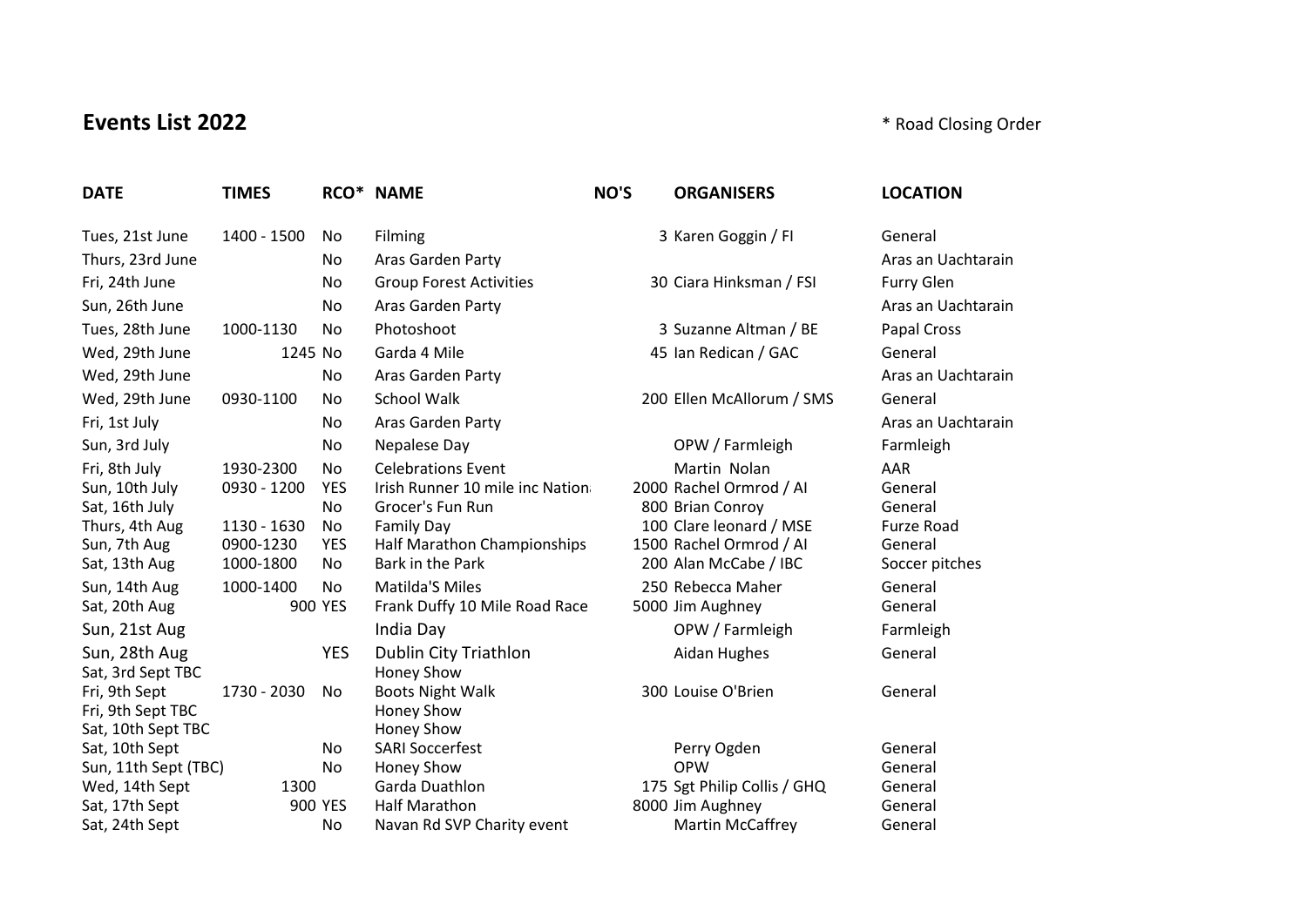# Events List 2022

\* Road Closing Order

| DATE | TIMES | RCO* | NAME | NO'S | ORGANISERS | LOCATION |
|---|---|---|---|---|---|---|
| Tues, 21st June | 1400 - 1500 | No | Filming | 3 | Karen Goggin / FI | General |
| Thurs, 23rd June | | No | Aras Garden Party | | | Aras an Uachtarain |
| Fri, 24th June | | No | Group Forest Activities | 30 | Ciara Hinksman / FSI | Furry Glen |
| Sun, 26th June | | No | Aras Garden Party | | | Aras an Uachtarain |
| Tues, 28th June | 1000-1130 | No | Photoshoot | 3 | Suzanne Altman / BE | Papal Cross |
| Wed, 29th June | 1245 | No | Garda 4 Mile | 45 | Ian Redican / GAC | General |
| Wed, 29th June | | No | Aras Garden Party | | | Aras an Uachtarain |
| Wed, 29th June | 0930-1100 | No | School Walk | 200 | Ellen McAllorum / SMS | General |
| Fri, 1st July | | No | Aras Garden Party | | | Aras an Uachtarain |
| Sun, 3rd July | | No | Nepalese Day | | OPW / Farmleigh | Farmleigh |
| Fri, 8th July | 1930-2300 | No | Celebrations Event | | Martin Nolan | AAR |
| Sun, 10th July | 0930 - 1200 | YES | Irish Runner 10 mile inc Nation | 2000 | Rachel Ormrod / AI | General |
| Sat, 16th July | | No | Grocer's Fun Run | 800 | Brian Conroy | General |
| Thurs, 4th Aug | 1130 - 1630 | No | Family Day | 100 | Clare leonard / MSE | Furze Road |
| Sun, 7th Aug | 0900-1230 | YES | Half Marathon Championships | 1500 | Rachel Ormrod / AI | General |
| Sat, 13th Aug | 1000-1800 | No | Bark in the Park | 200 | Alan McCabe / IBC | Soccer pitches |
| Sun, 14th Aug | 1000-1400 | No | Matilda'S Miles | 250 | Rebecca Maher | General |
| Sat, 20th Aug | 900 | YES | Frank Duffy 10 Mile Road Race | 5000 | Jim Aughney | General |
| Sun, 21st Aug | | | India Day | | OPW / Farmleigh | Farmleigh |
| Sun, 28th Aug | | YES | Dublin City Triathlon | | Aidan Hughes | General |
| Sat, 3rd Sept TBC | | | Honey Show | | | |
| Fri, 9th Sept | 1730 - 2030 | No | Boots Night Walk | 300 | Louise O'Brien | General |
| Fri, 9th Sept TBC | | | Honey Show | | | |
| Sat, 10th Sept TBC | | | Honey Show | | | |
| Sat, 10th Sept | | No | SARI Soccerfest | | Perry Ogden | General |
| Sun, 11th Sept (TBC) | | No | Honey Show | | OPW | General |
| Wed, 14th Sept | 1300 | | Garda Duathlon | 175 | Sgt Philip Collis / GHQ | General |
| Sat, 17th Sept | 900 | YES | Half Marathon | 8000 | Jim Aughney | General |
| Sat, 24th Sept | | No | Navan Rd SVP Charity event | | Martin McCaffrey | General |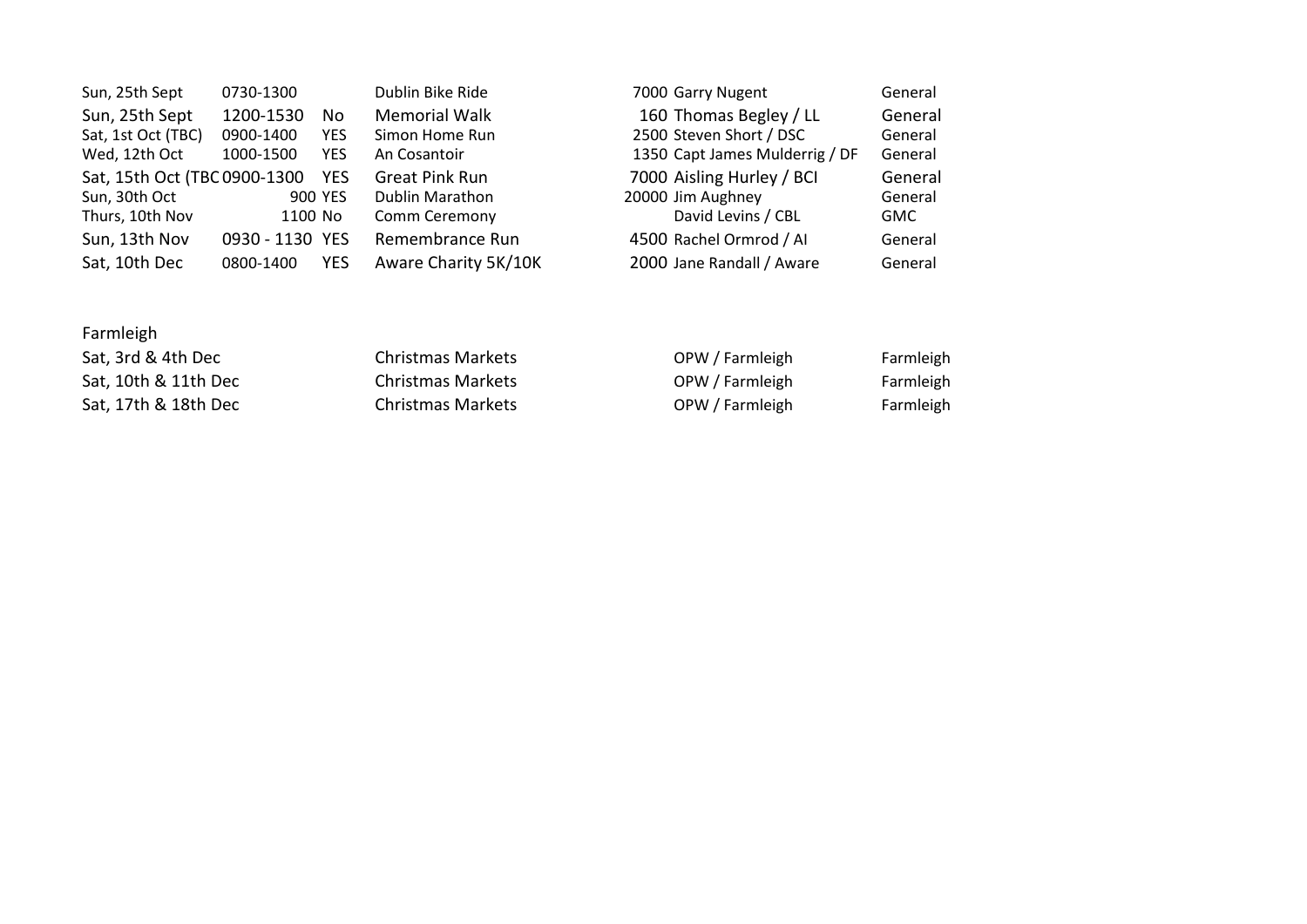| | | | | | | |
|---|---|---|---|---|---|---|
| Sun, 25th Sept | 0730-1300 | | Dublin Bike Ride | 7000 | Garry Nugent | General |
| Sun, 25th Sept | 1200-1530 | No | Memorial Walk | 160 | Thomas Begley / LL | General |
| Sat, 1st Oct (TBC) | 0900-1400 | YES | Simon Home Run | 2500 | Steven Short / DSC | General |
| Wed, 12th Oct | 1000-1500 | YES | An Cosantoir | 1350 | Capt James Mulderrig / DF | General |
| Sat, 15th Oct (TBC | 0900-1300 | YES | Great Pink Run | 7000 | Aisling Hurley / BCI | General |
| Sun, 30th Oct | 900 | YES | Dublin Marathon | 20000 | Jim Aughney | General |
| Thurs, 10th Nov | 1100 | No | Comm Ceremony | | David Levins / CBL | GMC |
| Sun, 13th Nov | 0930 - 1130 | YES | Remembrance Run | 4500 | Rachel Ormrod / AI | General |
| Sat, 10th Dec | 0800-1400 | YES | Aware Charity 5K/10K | 2000 | Jane Randall / Aware | General |

Farmleigh

| | | | |
|---|---|---|---|
| Sat, 3rd & 4th Dec | Christmas Markets | OPW / Farmleigh | Farmleigh |
| Sat, 10th & 11th Dec | Christmas Markets | OPW / Farmleigh | Farmleigh |
| Sat, 17th & 18th Dec | Christmas Markets | OPW / Farmleigh | Farmleigh |